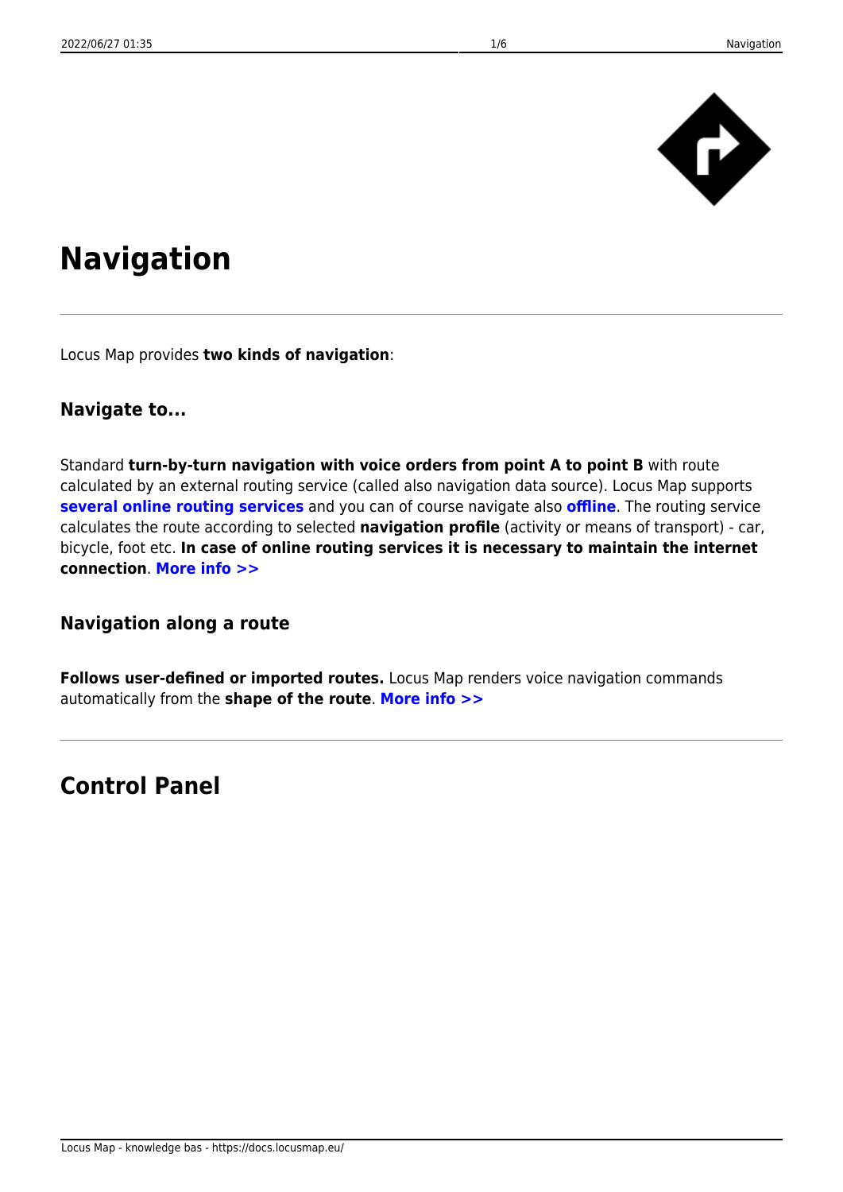# Navigation

Locus Map provides **two kinds of navigation**:

### Navigate to...

Standard **turn-by-turn navigation with voice orders from point A to point B** with route calculated by an external routing service (called also navigation data source). Locus Map supports **several online routing services** and you can of course navigate also **offline**. The routing service calculates the route according to selected **navigation profile** (activity or means of transport) - car, bicycle, foot etc. **In case of online routing services it is necessary to maintain the internet connection**. **More info >>**

### Navigation along a route

**Follows user-defined or imported routes.** Locus Map renders voice navigation commands automatically from the **shape of the route**. **More info >>**

## Control Panel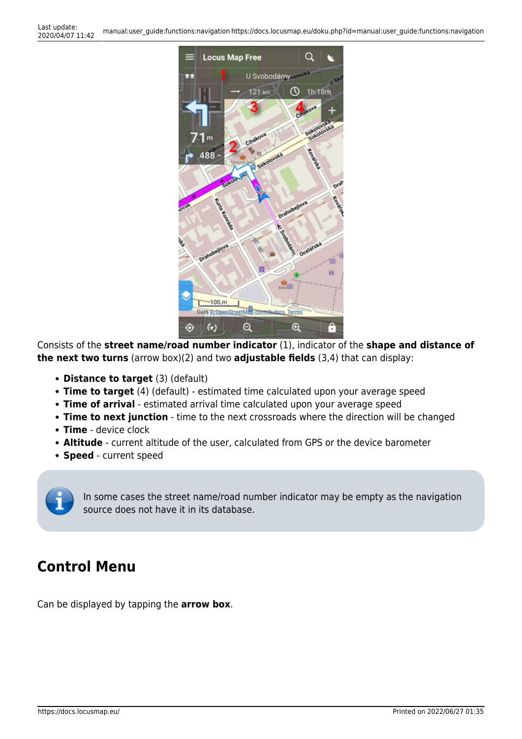Consists of the **street name/road number indicator** (1), indicator of the **shape and distance of the next two turns** (arrow box)(2) and two **adjustable fields** (3,4) that can display:

- **Distance to target** (3) (default)
- **Time to target** (4) (default) - estimated time calculated upon your average speed
- **Time of arrival** - estimated arrival time calculated upon your average speed
- **Time to next junction** - time to the next crossroads where the direction will be changed
- **Time** - device clock
- **Altitude** - current altitude of the user, calculated from GPS or the device barometer
- **Speed** - current speed

In some cases the street name/road number indicator may be empty as the navigation source does not have it in its database.

## Control Menu

Can be displayed by tapping the **arrow box**.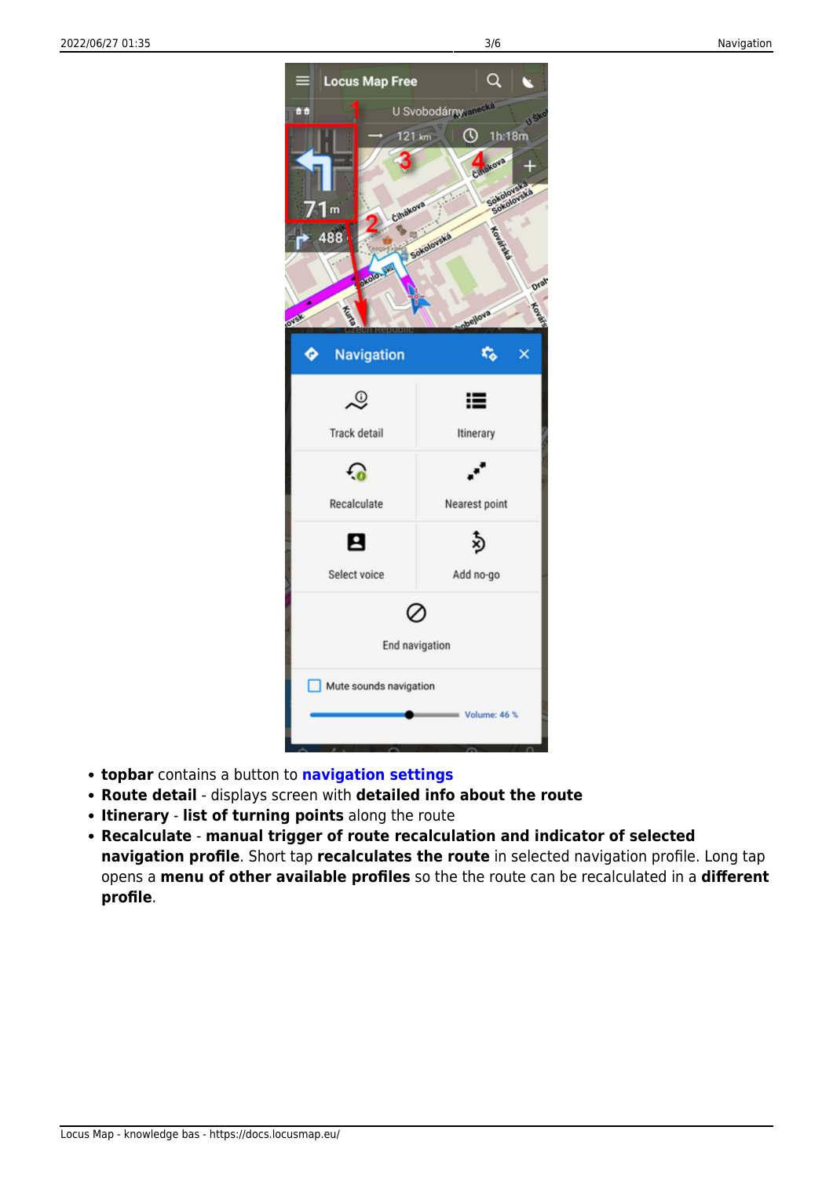- **topbar** contains a button to **navigation settings**
- **Route detail** - displays screen with **detailed info about the route**
- **Itinerary** - **list of turning points** along the route
- **Recalculate** - **manual trigger of route recalculation and indicator of selected navigation profile**. Short tap **recalculates the route** in selected navigation profile. Long tap opens a **menu of other available profiles** so the the route can be recalculated in a **different profile**.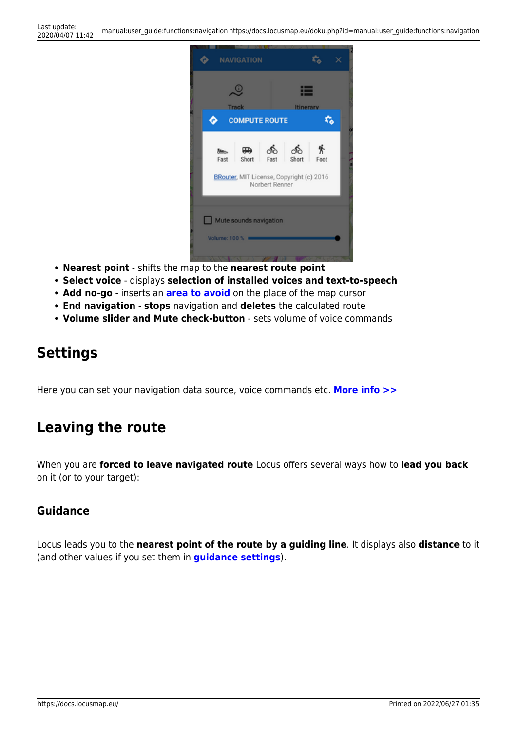- **Nearest point** - shifts the map to the **nearest route point**
- **Select voice** - displays **selection of installed voices and text-to-speech**
- **Add no-go** - inserts an **area to avoid** on the place of the map cursor
- **End navigation** - **stops** navigation and **deletes** the calculated route
- **Volume slider and Mute check-button** - sets volume of voice commands

## Settings

Here you can set your navigation data source, voice commands etc. **More info >>**

## Leaving the route

When you are **forced to leave navigated route** Locus offers several ways how to **lead you back** on it (or to your target):

### Guidance

Locus leads you to the **nearest point of the route by a guiding line**. It displays also **distance** to it (and other values if you set them in **guidance settings**).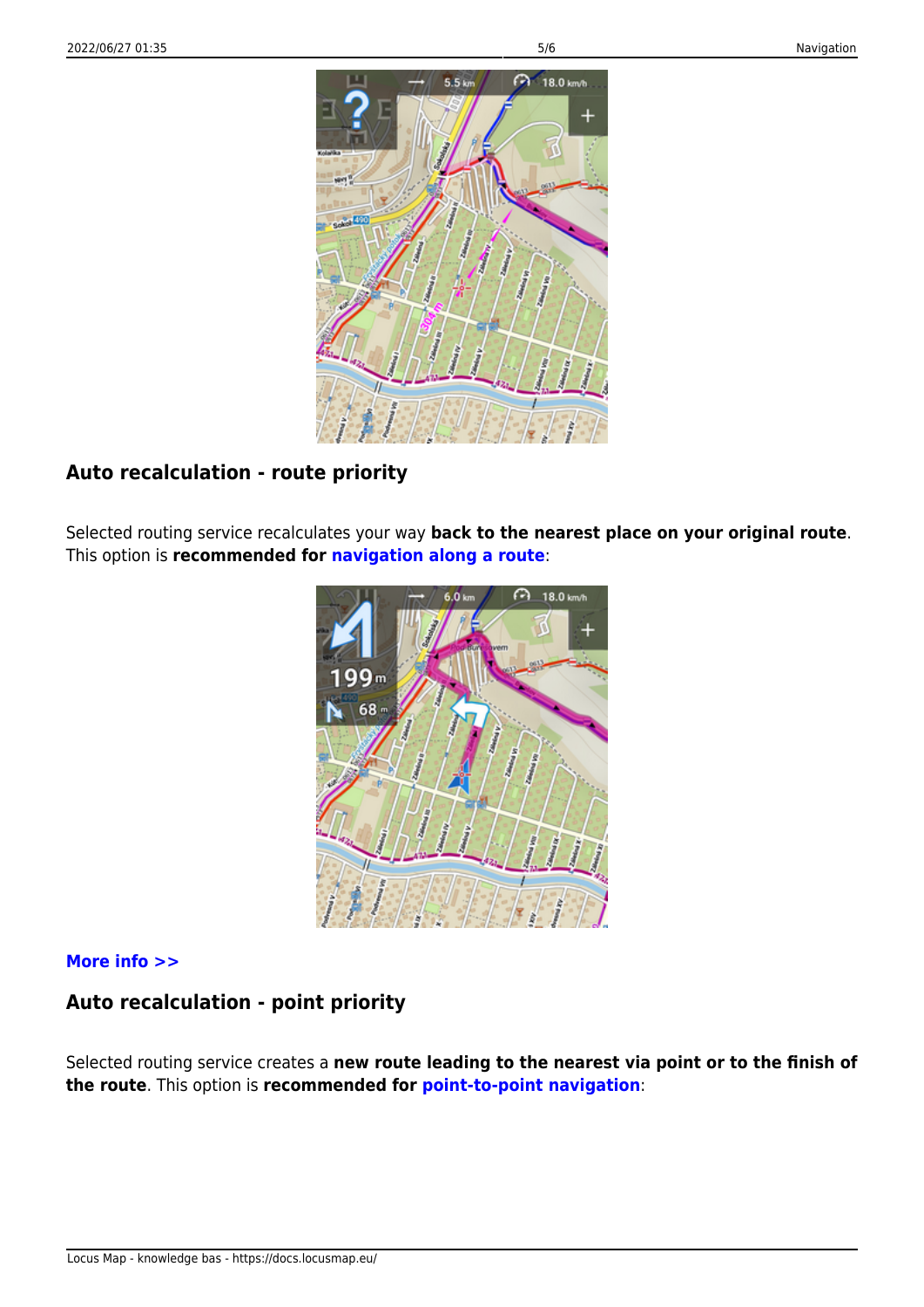### Auto recalculation - route priority

Selected routing service recalculates your way **back to the nearest place on your original route**. This option is **recommended for navigation along a route**:

**More info >>**

### Auto recalculation - point priority

Selected routing service creates a **new route leading to the nearest via point or to the finish of the route**. This option is **recommended for point-to-point navigation**: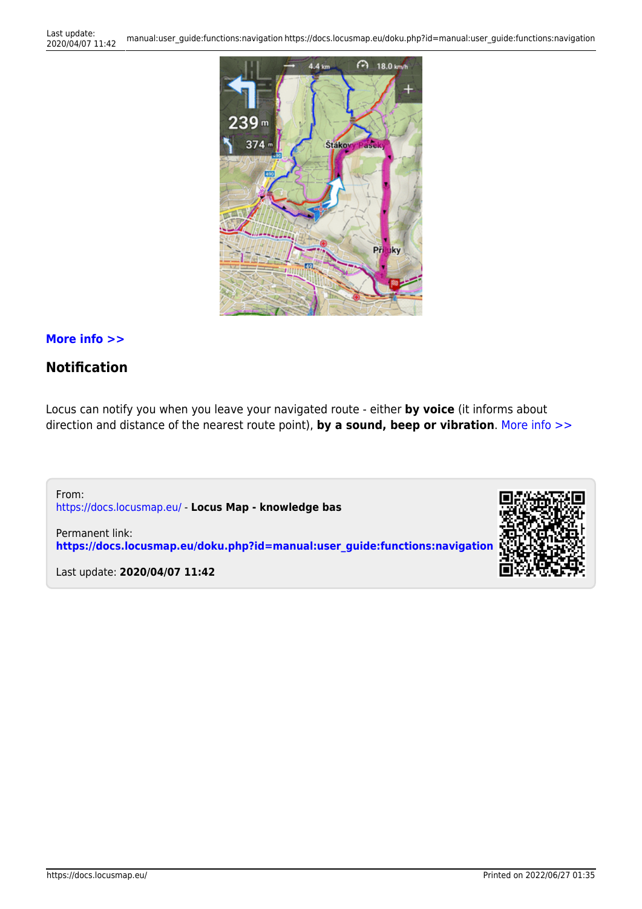**More info >>**

## Notification

Locus can notify you when you leave your navigated route - either **by voice** (it informs about direction and distance of the nearest route point), **by a sound, beep or vibration**. More info >>

From:
https://docs.locusmap.eu/ - **Locus Map - knowledge bas**

Permanent link:
**https://docs.locusmap.eu/doku.php?id=manual:user_guide:functions:navigation**

Last update: **2020/04/07 11:42**